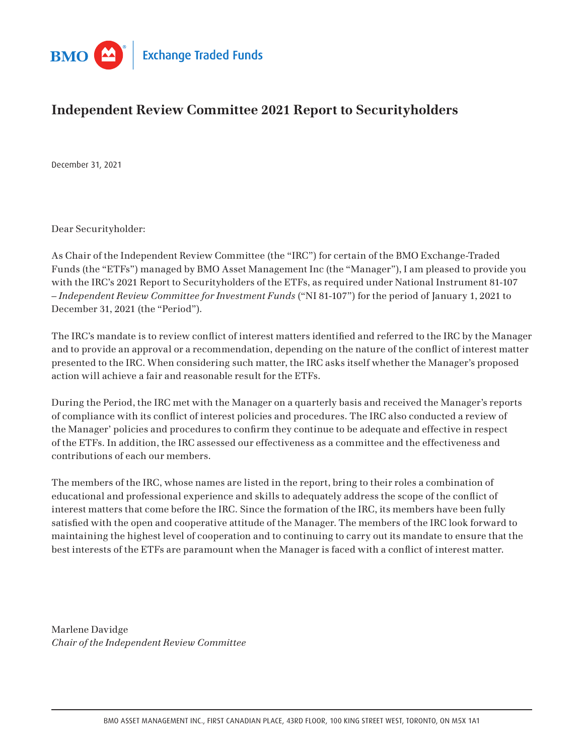BMO Exchange Traded Funds

# Independent Review Committee 2021 Report to Securityholders

December 31, 2021

Dear Securityholder:

As Chair of the Independent Review Committee (the "IRC") for certain of the BMO Exchange-Traded Funds (the "ETFs") managed by BMO Asset Management Inc (the "Manager"), I am pleased to provide you with the IRC's 2021 Report to Securityholders of the ETFs, as required under National Instrument 81-107 – *Independent Review Committee for Investment Funds* ("NI 81-107") for the period of January 1, 2021 to December 31, 2021 (the "Period").

The IRC's mandate is to review conflict of interest matters identified and referred to the IRC by the Manager and to provide an approval or a recommendation, depending on the nature of the conflict of interest matter presented to the IRC. When considering such matter, the IRC asks itself whether the Manager's proposed action will achieve a fair and reasonable result for the ETFs.

During the Period, the IRC met with the Manager on a quarterly basis and received the Manager's reports of compliance with its conflict of interest policies and procedures. The IRC also conducted a review of the Manager' policies and procedures to confirm they continue to be adequate and effective in respect of the ETFs. In addition, the IRC assessed our effectiveness as a committee and the effectiveness and contributions of each our members.

The members of the IRC, whose names are listed in the report, bring to their roles a combination of educational and professional experience and skills to adequately address the scope of the conflict of interest matters that come before the IRC. Since the formation of the IRC, its members have been fully satisfied with the open and cooperative attitude of the Manager. The members of the IRC look forward to maintaining the highest level of cooperation and to continuing to carry out its mandate to ensure that the best interests of the ETFs are paramount when the Manager is faced with a conflict of interest matter.

Marlene Davidge
*Chair of the Independent Review Committee*

BMO ASSET MANAGEMENT INC., FIRST CANADIAN PLACE, 43RD FLOOR, 100 KING STREET WEST, TORONTO, ON M5X 1A1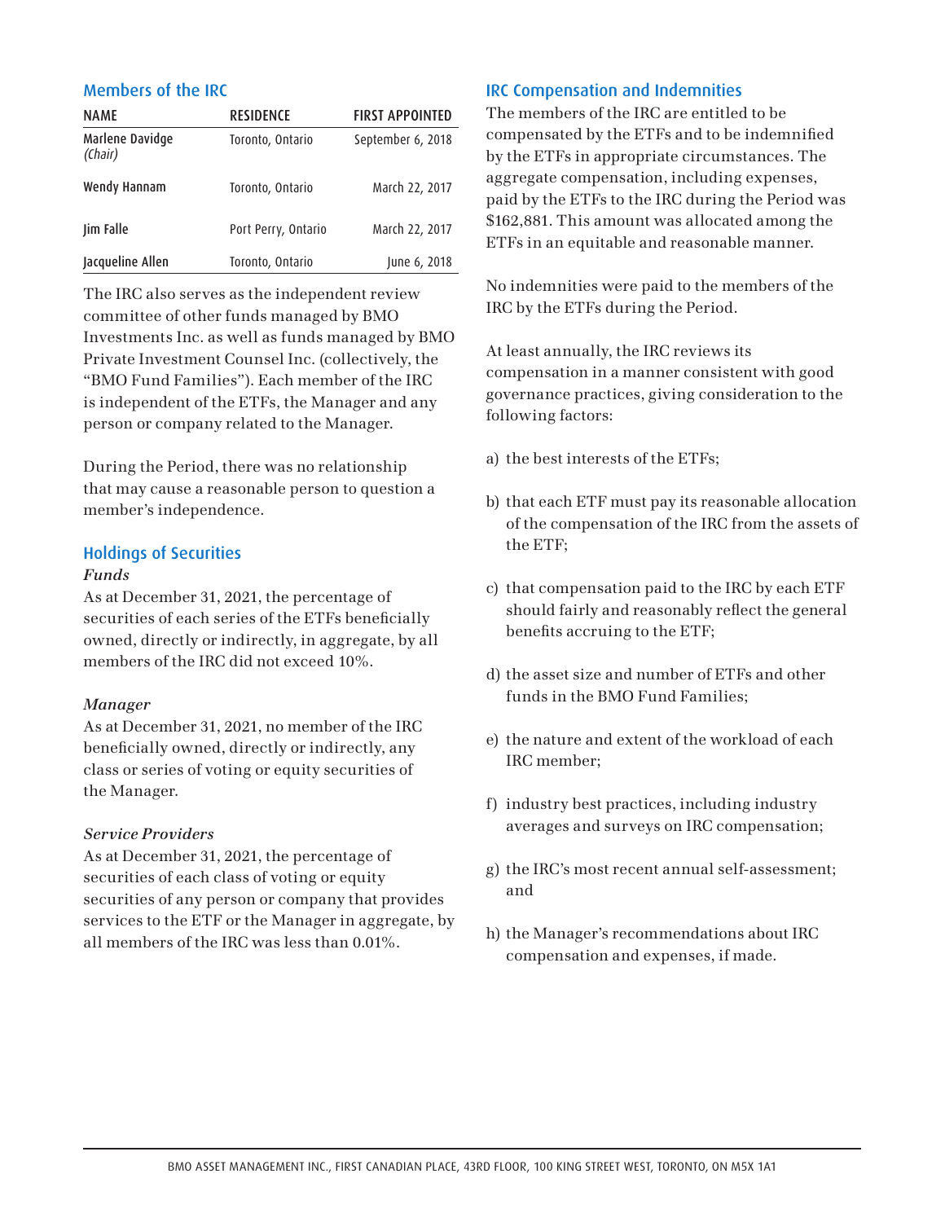## Members of the IRC

| NAME | RESIDENCE | FIRST APPOINTED |
|---|---|---|
| Marlene Davidge *(Chair)* | Toronto, Ontario | September 6, 2018 |
| Wendy Hannam | Toronto, Ontario | March 22, 2017 |
| Jim Falle | Port Perry, Ontario | March 22, 2017 |
| Jacqueline Allen | Toronto, Ontario | June 6, 2018 |

The IRC also serves as the independent review committee of other funds managed by BMO Investments Inc. as well as funds managed by BMO Private Investment Counsel Inc. (collectively, the "BMO Fund Families"). Each member of the IRC is independent of the ETFs, the Manager and any person or company related to the Manager.

During the Period, there was no relationship that may cause a reasonable person to question a member's independence.

## Holdings of Securities

### *Funds*

As at December 31, 2021, the percentage of securities of each series of the ETFs beneficially owned, directly or indirectly, in aggregate, by all members of the IRC did not exceed 10%.

### *Manager*

As at December 31, 2021, no member of the IRC beneficially owned, directly or indirectly, any class or series of voting or equity securities of the Manager.

### *Service Providers*

As at December 31, 2021, the percentage of securities of each class of voting or equity securities of any person or company that provides services to the ETF or the Manager in aggregate, by all members of the IRC was less than 0.01%.

## IRC Compensation and Indemnities

The members of the IRC are entitled to be compensated by the ETFs and to be indemnified by the ETFs in appropriate circumstances. The aggregate compensation, including expenses, paid by the ETFs to the IRC during the Period was $162,881. This amount was allocated among the ETFs in an equitable and reasonable manner.

No indemnities were paid to the members of the IRC by the ETFs during the Period.

At least annually, the IRC reviews its compensation in a manner consistent with good governance practices, giving consideration to the following factors:

a) the best interests of the ETFs;

b) that each ETF must pay its reasonable allocation of the compensation of the IRC from the assets of the ETF;

c) that compensation paid to the IRC by each ETF should fairly and reasonably reflect the general benefits accruing to the ETF;

d) the asset size and number of ETFs and other funds in the BMO Fund Families;

e) the nature and extent of the workload of each IRC member;

f) industry best practices, including industry averages and surveys on IRC compensation;

g) the IRC's most recent annual self-assessment; and

h) the Manager's recommendations about IRC compensation and expenses, if made.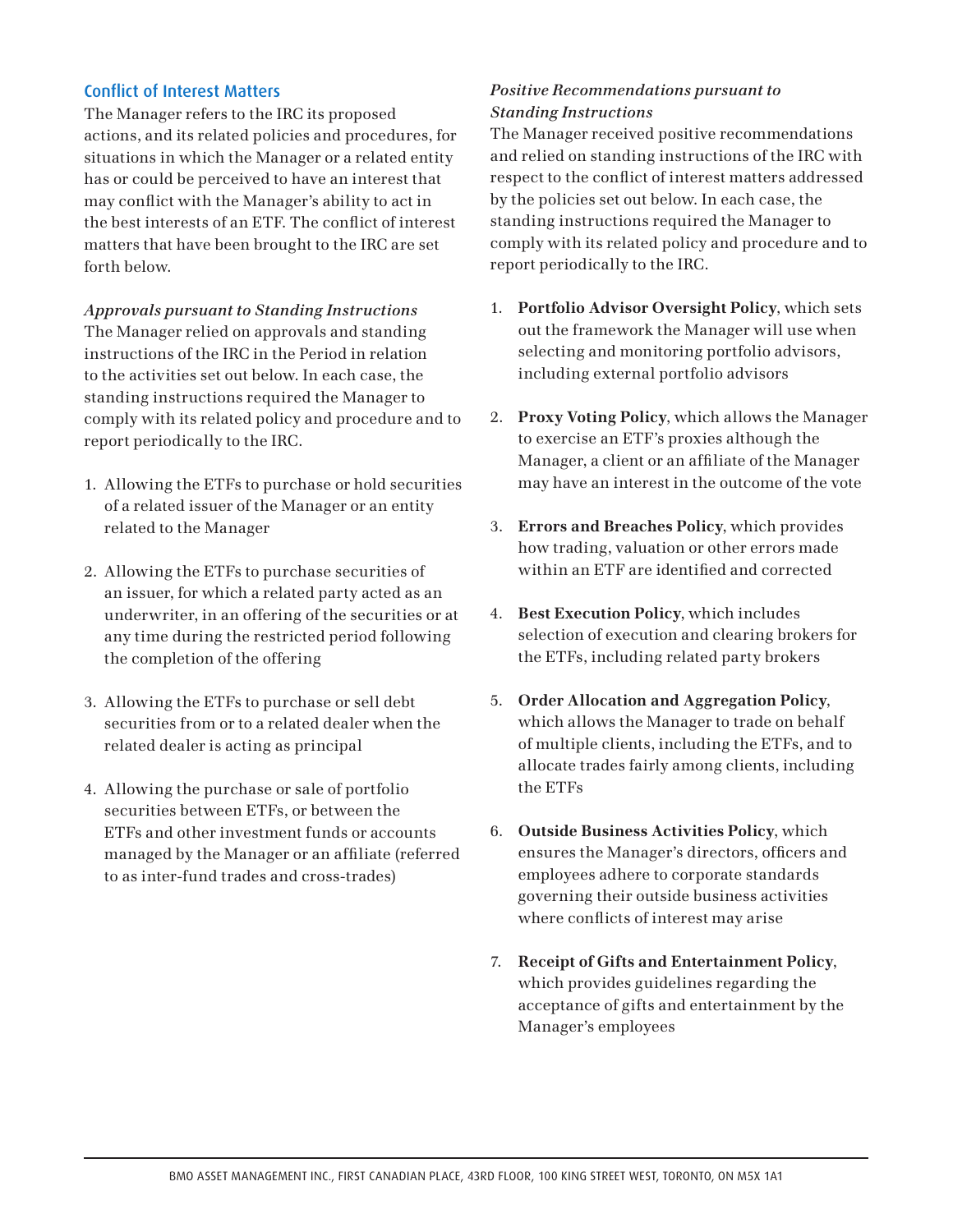## Conflict of Interest Matters

The Manager refers to the IRC its proposed actions, and its related policies and procedures, for situations in which the Manager or a related entity has or could be perceived to have an interest that may conflict with the Manager's ability to act in the best interests of an ETF. The conflict of interest matters that have been brought to the IRC are set forth below.

*Approvals pursuant to Standing Instructions*

The Manager relied on approvals and standing instructions of the IRC in the Period in relation to the activities set out below. In each case, the standing instructions required the Manager to comply with its related policy and procedure and to report periodically to the IRC.

1. Allowing the ETFs to purchase or hold securities of a related issuer of the Manager or an entity related to the Manager
2. Allowing the ETFs to purchase securities of an issuer, for which a related party acted as an underwriter, in an offering of the securities or at any time during the restricted period following the completion of the offering
3. Allowing the ETFs to purchase or sell debt securities from or to a related dealer when the related dealer is acting as principal
4. Allowing the purchase or sale of portfolio securities between ETFs, or between the ETFs and other investment funds or accounts managed by the Manager or an affiliate (referred to as inter-fund trades and cross-trades)

*Positive Recommendations pursuant to Standing Instructions*

The Manager received positive recommendations and relied on standing instructions of the IRC with respect to the conflict of interest matters addressed by the policies set out below. In each case, the standing instructions required the Manager to comply with its related policy and procedure and to report periodically to the IRC.

1. **Portfolio Advisor Oversight Policy**, which sets out the framework the Manager will use when selecting and monitoring portfolio advisors, including external portfolio advisors
2. **Proxy Voting Policy**, which allows the Manager to exercise an ETF's proxies although the Manager, a client or an affiliate of the Manager may have an interest in the outcome of the vote
3. **Errors and Breaches Policy**, which provides how trading, valuation or other errors made within an ETF are identified and corrected
4. **Best Execution Policy**, which includes selection of execution and clearing brokers for the ETFs, including related party brokers
5. **Order Allocation and Aggregation Policy**, which allows the Manager to trade on behalf of multiple clients, including the ETFs, and to allocate trades fairly among clients, including the ETFs
6. **Outside Business Activities Policy**, which ensures the Manager's directors, officers and employees adhere to corporate standards governing their outside business activities where conflicts of interest may arise
7. **Receipt of Gifts and Entertainment Policy**, which provides guidelines regarding the acceptance of gifts and entertainment by the Manager's employees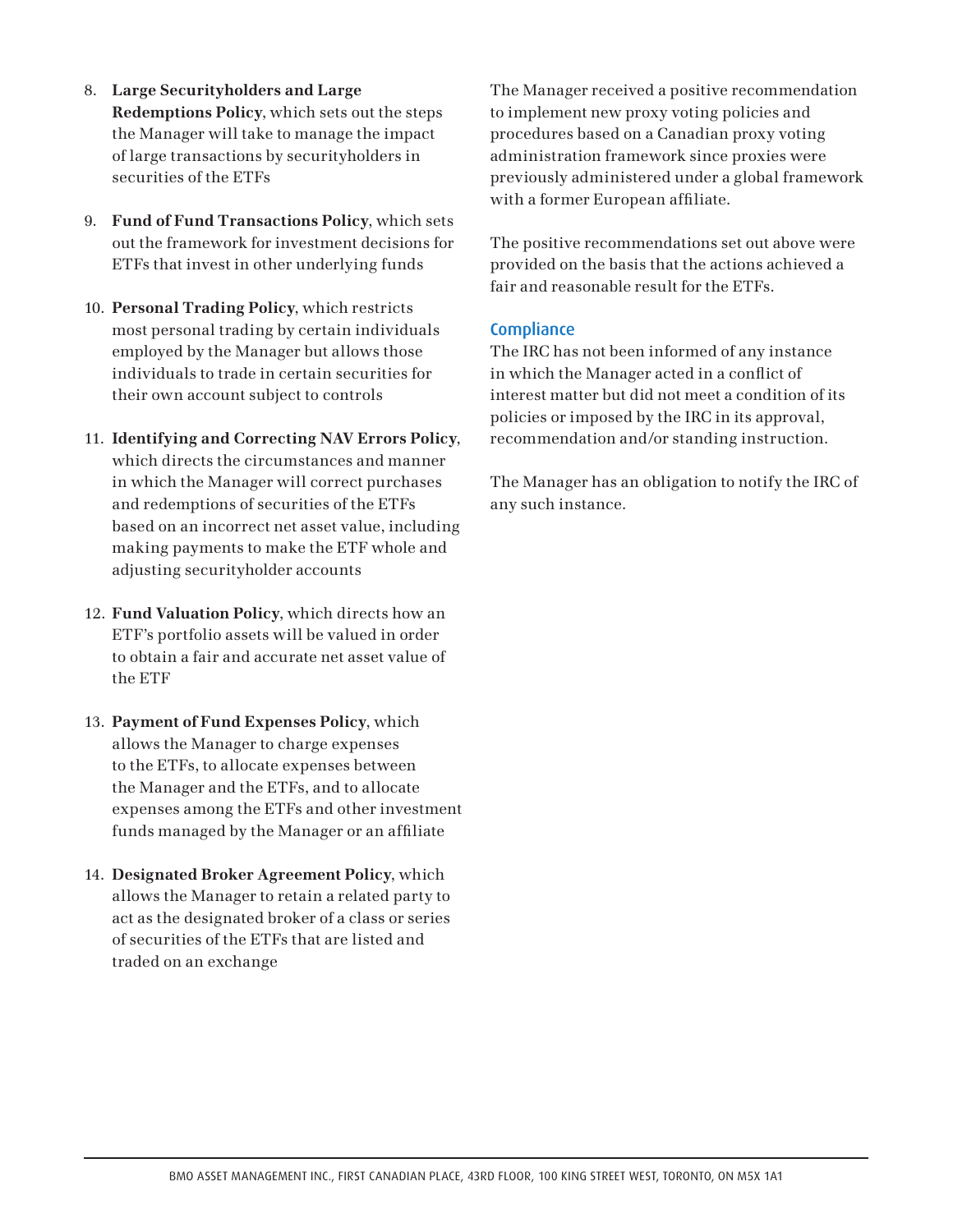8. **Large Securityholders and Large Redemptions Policy**, which sets out the steps the Manager will take to manage the impact of large transactions by securityholders in securities of the ETFs

9. **Fund of Fund Transactions Policy**, which sets out the framework for investment decisions for ETFs that invest in other underlying funds

10. **Personal Trading Policy**, which restricts most personal trading by certain individuals employed by the Manager but allows those individuals to trade in certain securities for their own account subject to controls

11. **Identifying and Correcting NAV Errors Policy**, which directs the circumstances and manner in which the Manager will correct purchases and redemptions of securities of the ETFs based on an incorrect net asset value, including making payments to make the ETF whole and adjusting securityholder accounts

12. **Fund Valuation Policy**, which directs how an ETF's portfolio assets will be valued in order to obtain a fair and accurate net asset value of the ETF

13. **Payment of Fund Expenses Policy**, which allows the Manager to charge expenses to the ETFs, to allocate expenses between the Manager and the ETFs, and to allocate expenses among the ETFs and other investment funds managed by the Manager or an affiliate

14. **Designated Broker Agreement Policy**, which allows the Manager to retain a related party to act as the designated broker of a class or series of securities of the ETFs that are listed and traded on an exchange

The Manager received a positive recommendation to implement new proxy voting policies and procedures based on a Canadian proxy voting administration framework since proxies were previously administered under a global framework with a former European affiliate.

The positive recommendations set out above were provided on the basis that the actions achieved a fair and reasonable result for the ETFs.

## Compliance

The IRC has not been informed of any instance in which the Manager acted in a conflict of interest matter but did not meet a condition of its policies or imposed by the IRC in its approval, recommendation and/or standing instruction.

The Manager has an obligation to notify the IRC of any such instance.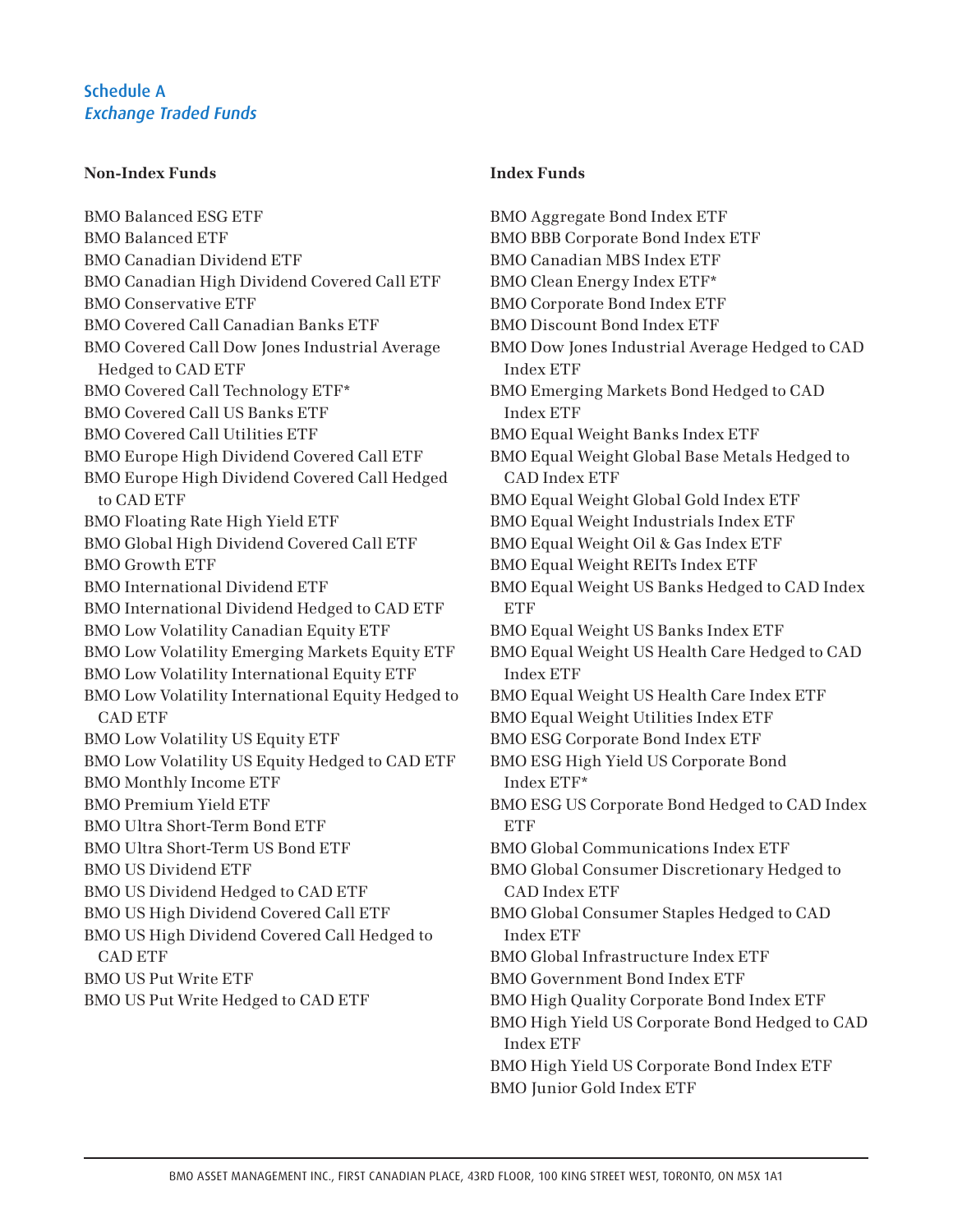## Schedule A
*Exchange Traded Funds*

**Non-Index Funds**

BMO Balanced ESG ETF
BMO Balanced ETF
BMO Canadian Dividend ETF
BMO Canadian High Dividend Covered Call ETF
BMO Conservative ETF
BMO Covered Call Canadian Banks ETF
BMO Covered Call Dow Jones Industrial Average Hedged to CAD ETF
BMO Covered Call Technology ETF*
BMO Covered Call US Banks ETF
BMO Covered Call Utilities ETF
BMO Europe High Dividend Covered Call ETF
BMO Europe High Dividend Covered Call Hedged to CAD ETF
BMO Floating Rate High Yield ETF
BMO Global High Dividend Covered Call ETF
BMO Growth ETF
BMO International Dividend ETF
BMO International Dividend Hedged to CAD ETF
BMO Low Volatility Canadian Equity ETF
BMO Low Volatility Emerging Markets Equity ETF
BMO Low Volatility International Equity ETF
BMO Low Volatility International Equity Hedged to CAD ETF
BMO Low Volatility US Equity ETF
BMO Low Volatility US Equity Hedged to CAD ETF
BMO Monthly Income ETF
BMO Premium Yield ETF
BMO Ultra Short-Term Bond ETF
BMO Ultra Short-Term US Bond ETF
BMO US Dividend ETF
BMO US Dividend Hedged to CAD ETF
BMO US High Dividend Covered Call ETF
BMO US High Dividend Covered Call Hedged to CAD ETF
BMO US Put Write ETF
BMO US Put Write Hedged to CAD ETF

**Index Funds**

BMO Aggregate Bond Index ETF
BMO BBB Corporate Bond Index ETF
BMO Canadian MBS Index ETF
BMO Clean Energy Index ETF*
BMO Corporate Bond Index ETF
BMO Discount Bond Index ETF
BMO Dow Jones Industrial Average Hedged to CAD Index ETF
BMO Emerging Markets Bond Hedged to CAD Index ETF
BMO Equal Weight Banks Index ETF
BMO Equal Weight Global Base Metals Hedged to CAD Index ETF
BMO Equal Weight Global Gold Index ETF
BMO Equal Weight Industrials Index ETF
BMO Equal Weight Oil & Gas Index ETF
BMO Equal Weight REITs Index ETF
BMO Equal Weight US Banks Hedged to CAD Index ETF
BMO Equal Weight US Banks Index ETF
BMO Equal Weight US Health Care Hedged to CAD Index ETF
BMO Equal Weight US Health Care Index ETF
BMO Equal Weight Utilities Index ETF
BMO ESG Corporate Bond Index ETF
BMO ESG High Yield US Corporate Bond Index ETF*
BMO ESG US Corporate Bond Hedged to CAD Index ETF
BMO Global Communications Index ETF
BMO Global Consumer Discretionary Hedged to CAD Index ETF
BMO Global Consumer Staples Hedged to CAD Index ETF
BMO Global Infrastructure Index ETF
BMO Government Bond Index ETF
BMO High Quality Corporate Bond Index ETF
BMO High Yield US Corporate Bond Hedged to CAD Index ETF
BMO High Yield US Corporate Bond Index ETF
BMO Junior Gold Index ETF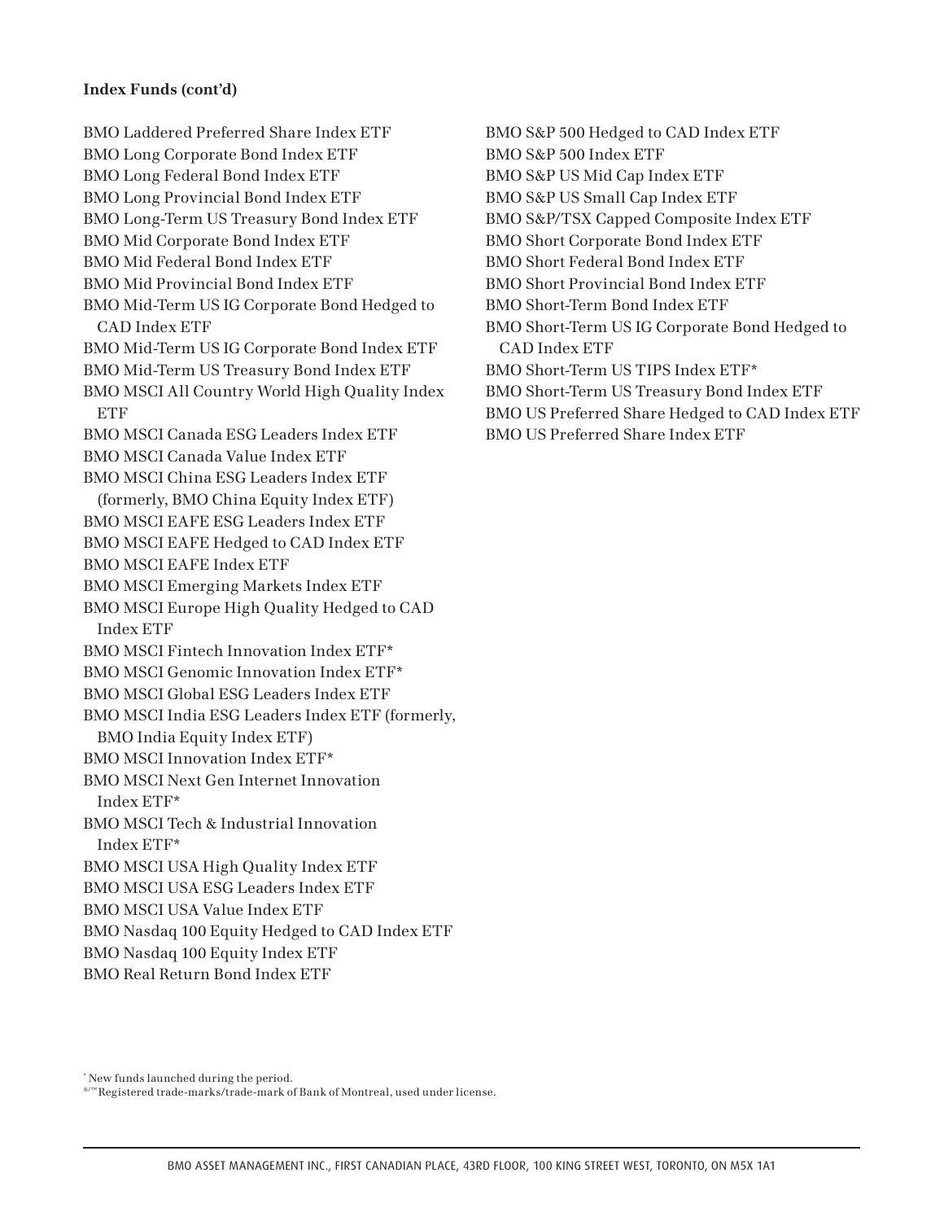**Index Funds (cont'd)**

BMO Laddered Preferred Share Index ETF
BMO Long Corporate Bond Index ETF
BMO Long Federal Bond Index ETF
BMO Long Provincial Bond Index ETF
BMO Long-Term US Treasury Bond Index ETF
BMO Mid Corporate Bond Index ETF
BMO Mid Federal Bond Index ETF
BMO Mid Provincial Bond Index ETF
BMO Mid-Term US IG Corporate Bond Hedged to CAD Index ETF
BMO Mid-Term US IG Corporate Bond Index ETF
BMO Mid-Term US Treasury Bond Index ETF
BMO MSCI All Country World High Quality Index ETF
BMO MSCI Canada ESG Leaders Index ETF
BMO MSCI Canada Value Index ETF
BMO MSCI China ESG Leaders Index ETF (formerly, BMO China Equity Index ETF)
BMO MSCI EAFE ESG Leaders Index ETF
BMO MSCI EAFE Hedged to CAD Index ETF
BMO MSCI EAFE Index ETF
BMO MSCI Emerging Markets Index ETF
BMO MSCI Europe High Quality Hedged to CAD Index ETF
BMO MSCI Fintech Innovation Index ETF*
BMO MSCI Genomic Innovation Index ETF*
BMO MSCI Global ESG Leaders Index ETF
BMO MSCI India ESG Leaders Index ETF (formerly, BMO India Equity Index ETF)
BMO MSCI Innovation Index ETF*
BMO MSCI Next Gen Internet Innovation Index ETF*
BMO MSCI Tech & Industrial Innovation Index ETF*
BMO MSCI USA High Quality Index ETF
BMO MSCI USA ESG Leaders Index ETF
BMO MSCI USA Value Index ETF
BMO Nasdaq 100 Equity Hedged to CAD Index ETF
BMO Nasdaq 100 Equity Index ETF
BMO Real Return Bond Index ETF
BMO S&P 500 Hedged to CAD Index ETF
BMO S&P 500 Index ETF
BMO S&P US Mid Cap Index ETF
BMO S&P US Small Cap Index ETF
BMO S&P/TSX Capped Composite Index ETF
BMO Short Corporate Bond Index ETF
BMO Short Federal Bond Index ETF
BMO Short Provincial Bond Index ETF
BMO Short-Term Bond Index ETF
BMO Short-Term US IG Corporate Bond Hedged to CAD Index ETF
BMO Short-Term US TIPS Index ETF*
BMO Short-Term US Treasury Bond Index ETF
BMO US Preferred Share Hedged to CAD Index ETF
BMO US Preferred Share Index ETF

\* New funds launched during the period.
®/™ Registered trade-marks/trade-mark of Bank of Montreal, used under license.

BMO ASSET MANAGEMENT INC., FIRST CANADIAN PLACE, 43RD FLOOR, 100 KING STREET WEST, TORONTO, ON M5X 1A1